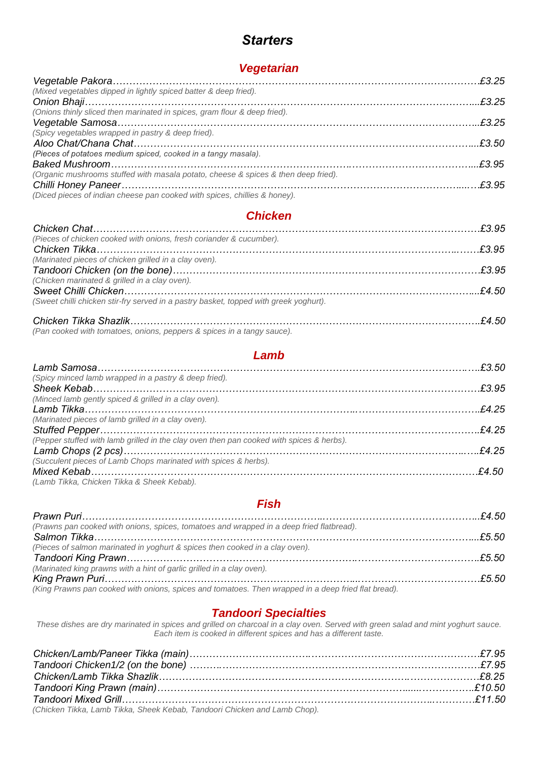# *Starters*

## *Vegetarian*

*Vegetable Pakora* ........ *£3.25*
*(Mixed vegetables dipped in lightly spiced batter & deep fried).*

*Onion Bhaji* ........ *£3.25*
*(Onions thinly sliced then marinated in spices, gram flour & deep fried).*

*Vegetable Samosa* ........ *£3.25*
*(Spicy vegetables wrapped in pastry & deep fried).*

*Aloo Chat/Chana Chat* ........ *£3.50*
*(Pieces of potatoes medium spiced, cooked in a tangy masala).*

*Baked Mushroom* ........ *£3.95*
*(Organic mushrooms stuffed with masala potato, cheese & spices & then deep fried).*

*Chilli Honey Paneer* ........ *£3.95*
*(Diced pieces of indian cheese pan cooked with spices, chillies & honey).*

## *Chicken*

*Chicken Chat* ........ *£3.95*
*(Pieces of chicken cooked with onions, fresh coriander & cucumber).*

*Chicken Tikka* ........ *£3.95*
*(Marinated pieces of chicken grilled in a clay oven).*

*Tandoori Chicken (on the bone)* ........ *£3.95*
*(Chicken marinated & grilled in a clay oven).*

*Sweet Chilli Chicken* ........ *£4.50*
*(Sweet chilli chicken stir-fry served in a pastry basket, topped with greek yoghurt).*

*Chicken Tikka Shazlik* ........ *£4.50*
*(Pan cooked with tomatoes, onions, peppers & spices in a tangy sauce).*

## *Lamb*

*Lamb Samosa* ........ *£3.50*
*(Spicy minced lamb wrapped in a pastry & deep fried).*

*Sheek Kebab* ........ *£3.95*
*(Minced lamb gently spiced & grilled in a clay oven).*

*Lamb Tikka* ........ *£4.25*
*(Marinated pieces of lamb grilled in a clay oven).*

*Stuffed Pepper* ........ *£4.25*
*(Pepper stuffed with lamb grilled in the clay oven then pan cooked with spices & herbs).*

*Lamb Chops (2 pcs)* ........ *£4.25*
*(Succulent pieces of Lamb Chops marinated with spices & herbs).*

*Mixed Kebab* ........ *£4.50*
*(Lamb Tikka, Chicken Tikka & Sheek Kebab).*

## *Fish*

*Prawn Puri* ........ *£4.50*
*(Prawns pan cooked with onions, spices, tomatoes and wrapped in a deep fried flatbread).*

*Salmon Tikka* ........ *£5.50*
*(Pieces of salmon marinated in yoghurt & spices then cooked in a clay oven).*

*Tandoori King Prawn* ........ *£5.50*
*(Marinated king prawns with a hint of garlic grilled in a clay oven).*

*King Prawn Puri* ........ *£5.50*
*(King Prawns pan cooked with onions, spices and tomatoes. Then wrapped in a deep fried flat bread).*

## *Tandoori Specialties*

*These dishes are dry marinated in spices and grilled on charcoal in a clay oven. Served with green salad and mint yoghurt sauce. Each item is cooked in different spices and has a different taste.*

*Chicken/Lamb/Paneer Tikka (main)* ........ *£7.95*

*Tandoori Chicken1/2 (on the bone)* ........ *£7.95*

*Chicken/Lamb Tikka Shazlik* ........ *£8.25*

*Tandoori King Prawn (main)* ........ *£10.50*

*Tandoori Mixed Grill* ........ *£11.50*
*(Chicken Tikka, Lamb Tikka, Sheek Kebab, Tandoori Chicken and Lamb Chop).*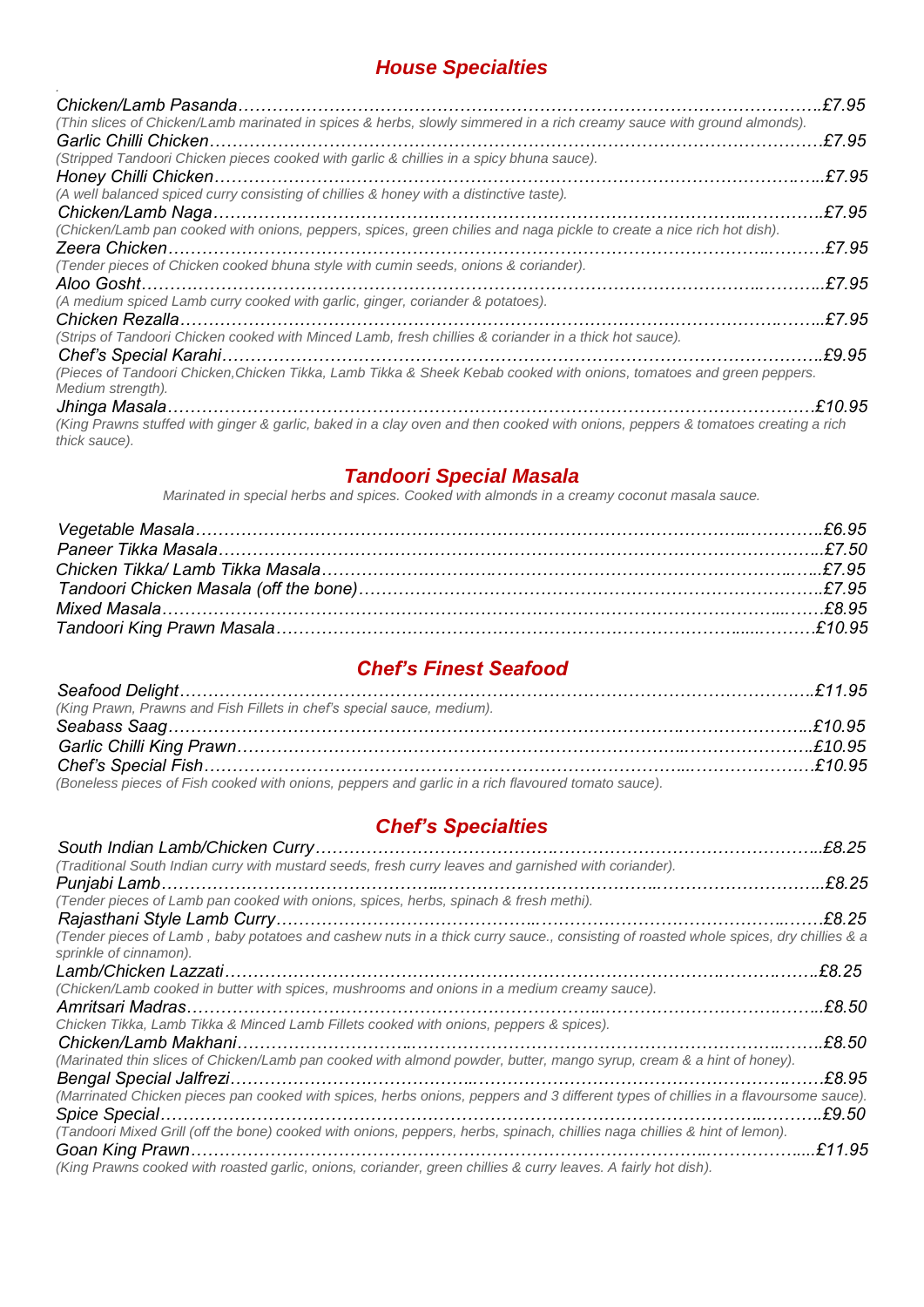## *House Specialties*

*Chicken/Lamb Pasanda……£7.95*
*(Thin slices of Chicken/Lamb marinated in spices & herbs, slowly simmered in a rich creamy sauce with ground almonds).*

*Garlic Chilli Chicken……£7.95*
*(Stripped Tandoori Chicken pieces cooked with garlic & chillies in a spicy bhuna sauce).*

*Honey Chilli Chicken……£7.95*
*(A well balanced spiced curry consisting of chillies & honey with a distinctive taste).*

*Chicken/Lamb Naga……£7.95*
*(Chicken/Lamb pan cooked with onions, peppers, spices, green chilies and naga pickle to create a nice rich hot dish).*

*Zeera Chicken……£7.95*
*(Tender pieces of Chicken cooked bhuna style with cumin seeds, onions & coriander).*

*Aloo Gosht……£7.95*
*(A medium spiced Lamb curry cooked with garlic, ginger, coriander & potatoes).*

*Chicken Rezalla……£7.95*
*(Strips of Tandoori Chicken cooked with Minced Lamb, fresh chillies & coriander in a thick hot sauce).*

*Chef's Special Karahi……£9.95*
*(Pieces of Tandoori Chicken,Chicken Tikka, Lamb Tikka & Sheek Kebab cooked with onions, tomatoes and green peppers. Medium strength).*

*Jhinga Masala……£10.95*
*(King Prawns stuffed with ginger & garlic, baked in a clay oven and then cooked with onions, peppers & tomatoes creating a rich thick sauce).*

## *Tandoori Special Masala*

*Marinated in special herbs and spices. Cooked with almonds in a creamy coconut masala sauce.*

*Vegetable Masala……£6.95*
*Paneer Tikka Masala……£7.50*
*Chicken Tikka/ Lamb Tikka Masala……£7.95*
*Tandoori Chicken Masala (off the bone)……£7.95*
*Mixed Masala……£8.95*
*Tandoori King Prawn Masala……£10.95*

## *Chef's Finest Seafood*

*Seafood Delight……£11.95*
*(King Prawn, Prawns and Fish Fillets in chef's special sauce, medium).*

*Seabass Saag……£10.95*

*Garlic Chilli King Prawn……£10.95*

*Chef's Special Fish……£10.95*
*(Boneless pieces of Fish cooked with onions, peppers and garlic in a rich flavoured tomato sauce).*

## *Chef's Specialties*

*South Indian Lamb/Chicken Curry……£8.25*
*(Traditional South Indian curry with mustard seeds, fresh curry leaves and garnished with coriander).*

*Punjabi Lamb……£8.25*
*(Tender pieces of Lamb pan cooked with onions, spices, herbs, spinach & fresh methi).*

*Rajasthani Style Lamb Curry……£8.25*
*(Tender pieces of Lamb , baby potatoes and cashew nuts in a thick curry sauce., consisting of roasted whole spices, dry chillies & a sprinkle of cinnamon).*

*Lamb/Chicken Lazzati……£8.25*
*(Chicken/Lamb cooked in butter with spices, mushrooms and onions in a medium creamy sauce).*

*Amritsari Madras……£8.50*
*Chicken Tikka, Lamb Tikka & Minced Lamb Fillets cooked with onions, peppers & spices).*

*Chicken/Lamb Makhani……£8.50*
*(Marinated thin slices of Chicken/Lamb pan cooked with almond powder, butter, mango syrup, cream & a hint of honey).*

*Bengal Special Jalfrezi……£8.95*
*(Marrinated Chicken pieces pan cooked with spices, herbs onions, peppers and 3 different types of chillies in a flavoursome sauce).*

*Spice Special……£9.50*
*(Tandoori Mixed Grill (off the bone) cooked with onions, peppers, herbs, spinach, chillies naga chillies & hint of lemon).*

*Goan King Prawn……£11.95*
*(King Prawns cooked with roasted garlic, onions, coriander, green chillies & curry leaves. A fairly hot dish).*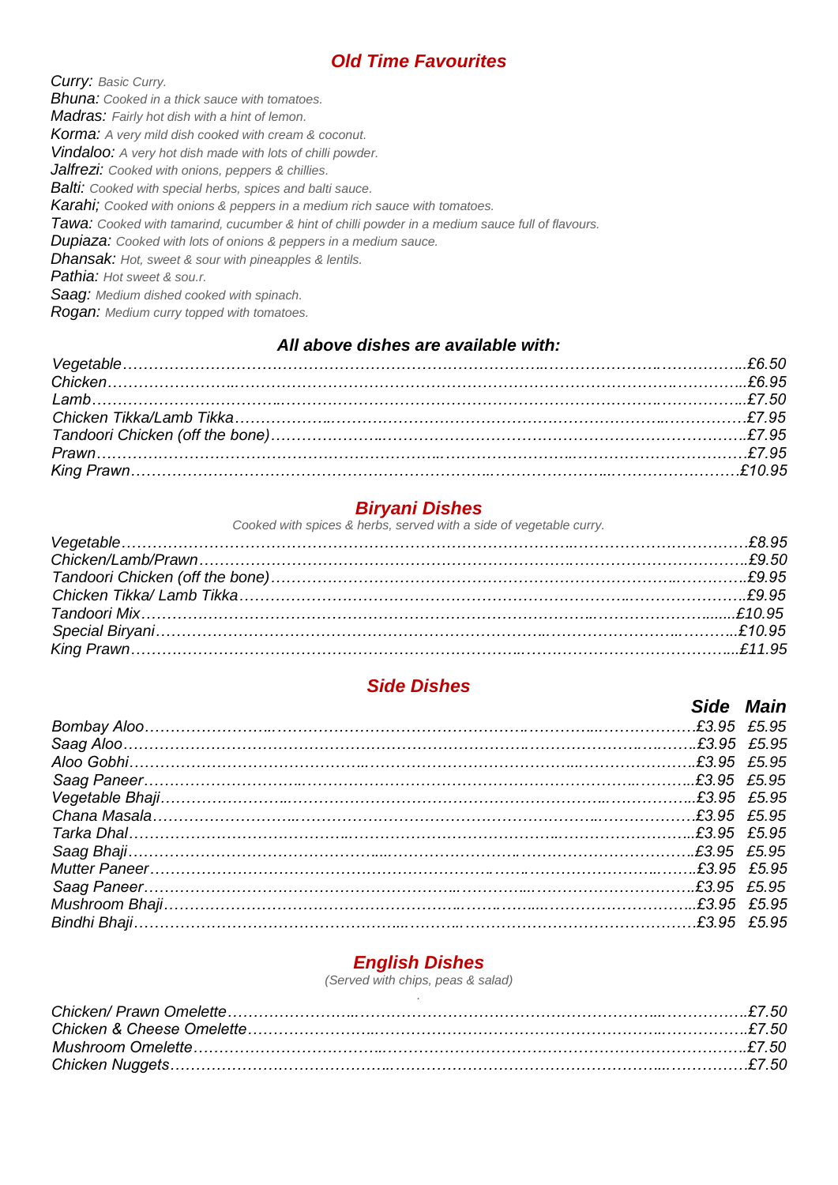## *Old Time Favourites*

***Curry:*** *Basic Curry.*
***Bhuna:*** *Cooked in a thick sauce with tomatoes.*
***Madras:*** *Fairly hot dish with a hint of lemon.*
***Korma:*** *A very mild dish cooked with cream & coconut.*
***Vindaloo:*** *A very hot dish made with lots of chilli powder.*
***Jalfrezi:*** *Cooked with onions, peppers & chillies.*
***Balti:*** *Cooked with special herbs, spices and balti sauce.*
***Karahi;*** *Cooked with onions & peppers in a medium rich sauce with tomatoes.*
***Tawa:*** *Cooked with tamarind, cucumber & hint of chilli powder in a medium sauce full of flavours.*
***Dupiaza:*** *Cooked with lots of onions & peppers in a medium sauce.*
***Dhansak:*** *Hot, sweet & sour with pineapples & lentils.*
***Pathia:*** *Hot sweet & sou.r.*
***Saag:*** *Medium dished cooked with spinach.*
***Rogan:*** *Medium curry topped with tomatoes.*

### ***All above dishes are available with:***

| Dish | Price |
|---|---|
| *Vegetable* | *£6.50* |
| *Chicken* | *£6.95* |
| *Lamb* | *£7.50* |
| *Chicken Tikka/Lamb Tikka* | *£7.95* |
| *Tandoori Chicken (off the bone)* | *£7.95* |
| *Prawn* | *£7.95* |
| *King Prawn* | *£10.95* |

## *Biryani Dishes*

*Cooked with spices & herbs, served with a side of vegetable curry.*

| Dish | Price |
|---|---|
| *Vegetable* | *£8.95* |
| *Chicken/Lamb/Prawn* | *£9.50* |
| *Tandoori Chicken (off the bone)* | *£9.95* |
| *Chicken Tikka/ Lamb Tikka* | *£9.95* |
| *Tandoori Mix* | *£10.95* |
| *Special Biryani* | *£10.95* |
| *King Prawn* | *£11.95* |

## *Side Dishes*

| Dish | *Side* | *Main* |
|---|---|---|
| *Bombay Aloo* | *£3.95* | *£5.95* |
| *Saag Aloo* | *£3.95* | *£5.95* |
| *Aloo Gobhi* | *£3.95* | *£5.95* |
| *Saag Paneer* | *£3.95* | *£5.95* |
| *Vegetable Bhaji* | *£3.95* | *£5.95* |
| *Chana Masala* | *£3.95* | *£5.95* |
| *Tarka Dhal* | *£3.95* | *£5.95* |
| *Saag Bhaji* | *£3.95* | *£5.95* |
| *Mutter Paneer* | *£3.95* | *£5.95* |
| *Saag Paneer* | *£3.95* | *£5.95* |
| *Mushroom Bhaji* | *£3.95* | *£5.95* |
| *Bindhi Bhaji* | *£3.95* | *£5.95* |

## *English Dishes*

*(Served with chips, peas & salad)*

| Dish | Price |
|---|---|
| *Chicken/ Prawn Omelette* | *£7.50* |
| *Chicken & Cheese Omelette* | *£7.50* |
| *Mushroom Omelette* | *£7.50* |
| *Chicken Nuggets* | *£7.50* |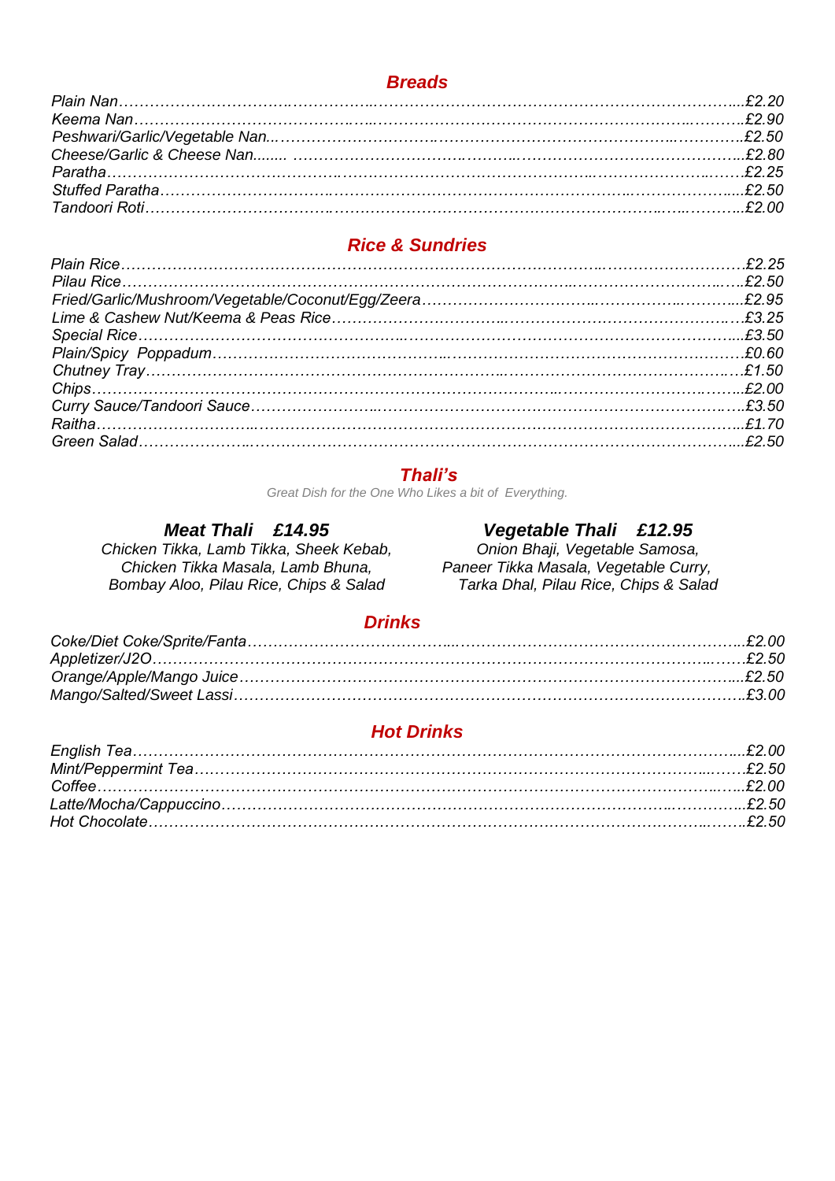## *Breads*

| | |
|---|---|
| *Plain Nan* | *£2.20* |
| *Keema Nan* | *£2.90* |
| *Peshwari/Garlic/Vegetable Nan* | *£2.50* |
| *Cheese/Garlic & Cheese Nan* | *£2.80* |
| *Paratha* | *£2.25* |
| *Stuffed Paratha* | *£2.50* |
| *Tandoori Roti* | *£2.00* |

## *Rice & Sundries*

| | |
|---|---|
| *Plain Rice* | *£2.25* |
| *Pilau Rice* | *£2.50* |
| *Fried/Garlic/Mushroom/Vegetable/Coconut/Egg/Zeera* | *£2.95* |
| *Lime & Cashew Nut/Keema & Peas Rice* | *£3.25* |
| *Special Rice* | *£3.50* |
| *Plain/Spicy Poppadum* | *£0.60* |
| *Chutney Tray* | *£1.50* |
| *Chips* | *£2.00* |
| *Curry Sauce/Tandoori Sauce* | *£3.50* |
| *Raitha* | *£1.70* |
| *Green Salad* | *£2.50* |

## *Thali's*

*Great Dish for the One Who Likes a bit of Everything.*

### *Meat Thali £14.95*

*Chicken Tikka, Lamb Tikka, Sheek Kebab, Chicken Tikka Masala, Lamb Bhuna, Bombay Aloo, Pilau Rice, Chips & Salad*

### *Vegetable Thali £12.95*

*Onion Bhaji, Vegetable Samosa, Paneer Tikka Masala, Vegetable Curry, Tarka Dhal, Pilau Rice, Chips & Salad*

## *Drinks*

| | |
|---|---|
| *Coke/Diet Coke/Sprite/Fanta* | *£2.00* |
| *Appletizer/J2O* | *£2.50* |
| *Orange/Apple/Mango Juice* | *£2.50* |
| *Mango/Salted/Sweet Lassi* | *£3.00* |

## *Hot Drinks*

| | |
|---|---|
| *English Tea* | *£2.00* |
| *Mint/Peppermint Tea* | *£2.50* |
| *Coffee* | *£2.00* |
| *Latte/Mocha/Cappuccino* | *£2.50* |
| *Hot Chocolate* | *£2.50* |